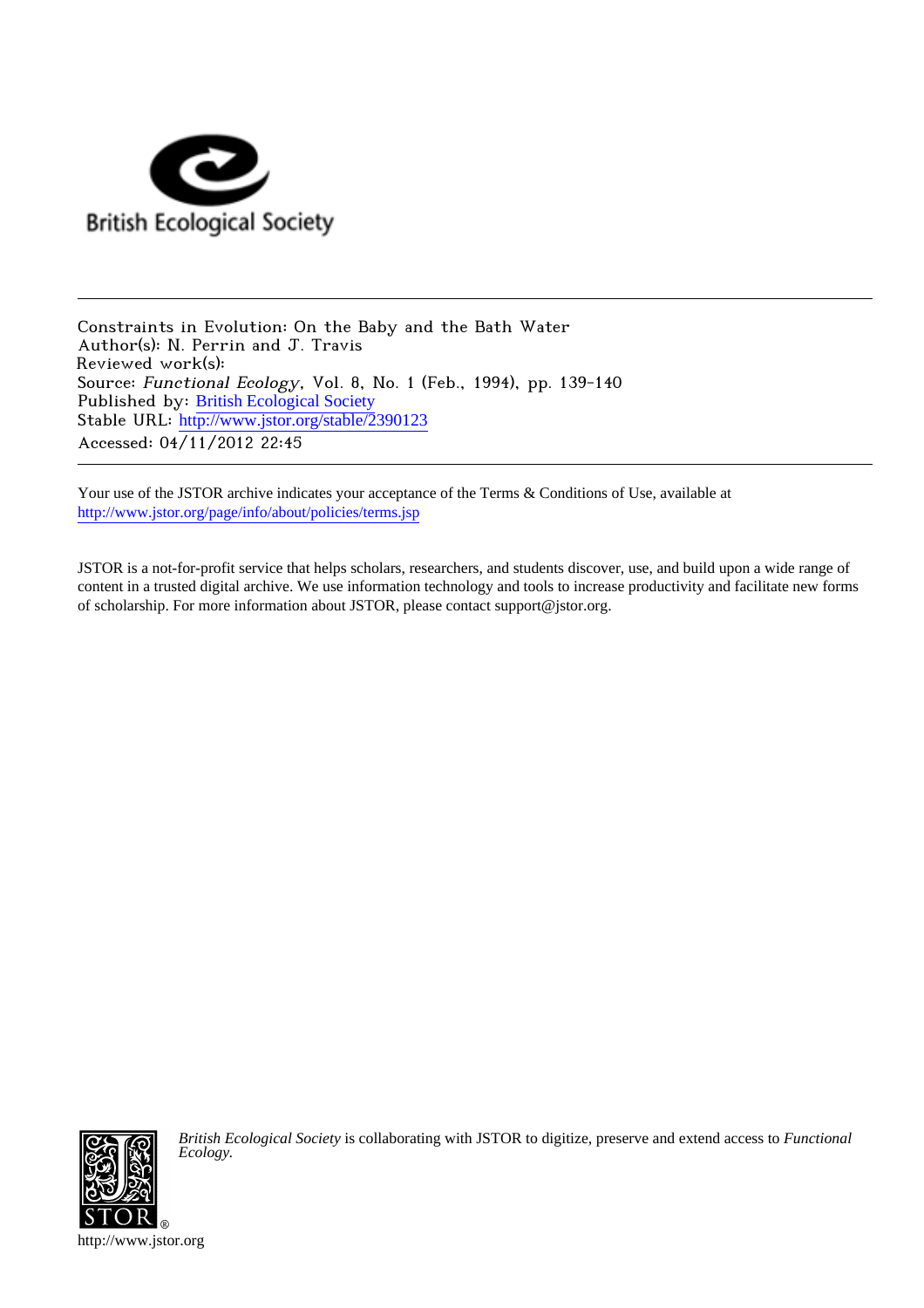British Ecological Society

Constraints in Evolution: On the Baby and the Bath Water
Author(s): N. Perrin and J. Travis
Reviewed work(s):
Source: *Functional Ecology*, Vol. 8, No. 1 (Feb., 1994), pp. 139-140
Published by: British Ecological Society
Stable URL: http://www.jstor.org/stable/2390123
Accessed: 04/11/2012 22:45

Your use of the JSTOR archive indicates your acceptance of the Terms & Conditions of Use, available at
http://www.jstor.org/page/info/about/policies/terms.jsp

JSTOR is a not-for-profit service that helps scholars, researchers, and students discover, use, and build upon a wide range of content in a trusted digital archive. We use information technology and tools to increase productivity and facilitate new forms of scholarship. For more information about JSTOR, please contact support@jstor.org.

*British Ecological Society* is collaborating with JSTOR to digitize, preserve and extend access to *Functional Ecology.*

http://www.jstor.org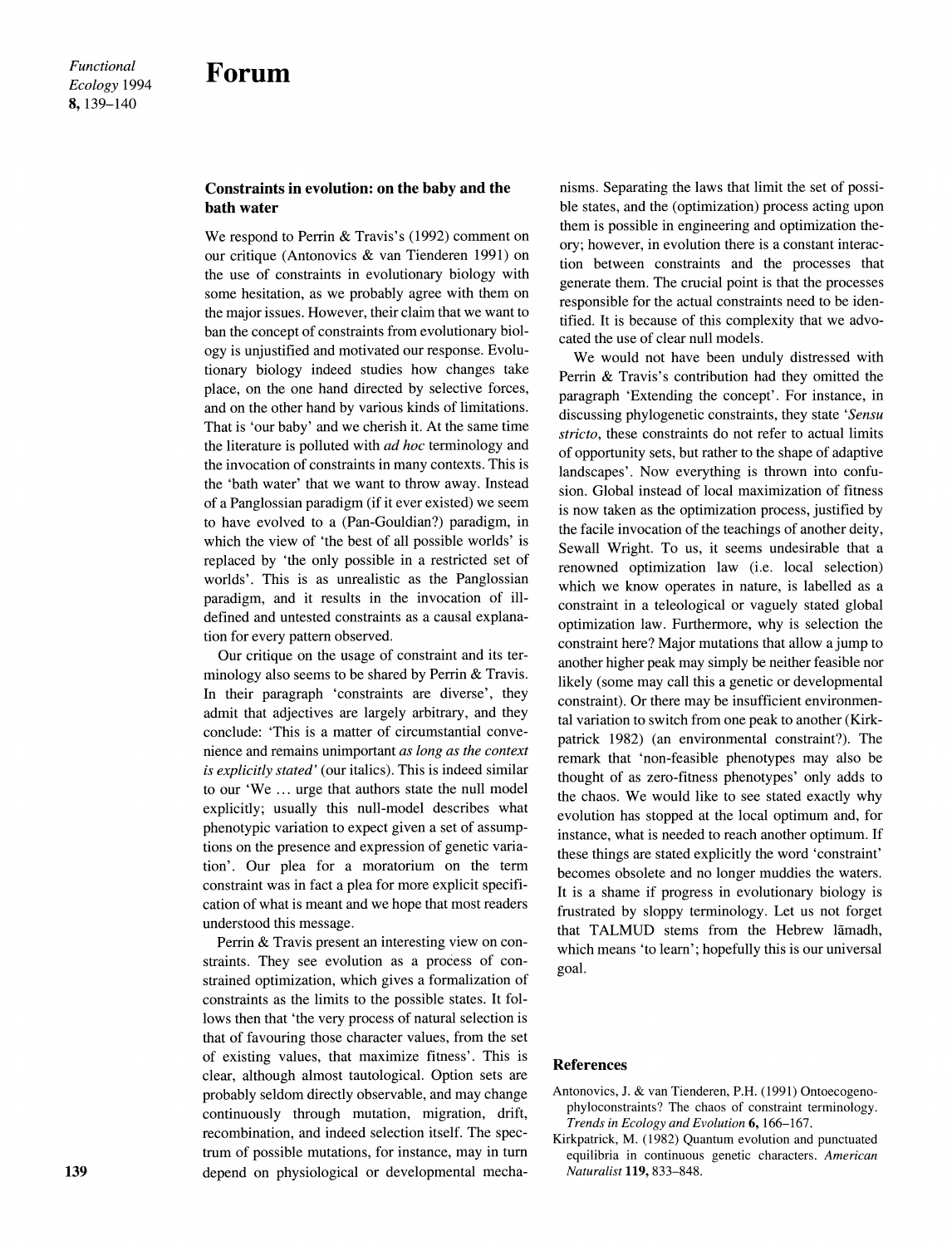# Forum

## Constraints in evolution: on the baby and the bath water

We respond to Perrin & Travis's (1992) comment on our critique (Antonovics & van Tienderen 1991) on the use of constraints in evolutionary biology with some hesitation, as we probably agree with them on the major issues. However, their claim that we want to ban the concept of constraints from evolutionary biology is unjustified and motivated our response. Evolutionary biology indeed studies how changes take place, on the one hand directed by selective forces, and on the other hand by various kinds of limitations. That is 'our baby' and we cherish it. At the same time the literature is polluted with *ad hoc* terminology and the invocation of constraints in many contexts. This is the 'bath water' that we want to throw away. Instead of a Panglossian paradigm (if it ever existed) we seem to have evolved to a (Pan-Gouldian?) paradigm, in which the view of 'the best of all possible worlds' is replaced by 'the only possible in a restricted set of worlds'. This is as unrealistic as the Panglossian paradigm, and it results in the invocation of ill-defined and untested constraints as a causal explanation for every pattern observed.

Our critique on the usage of constraint and its terminology also seems to be shared by Perrin & Travis. In their paragraph 'constraints are diverse', they admit that adjectives are largely arbitrary, and they conclude: 'This is a matter of circumstantial convenience and remains unimportant *as long as the context is explicitly stated*' (our italics). This is indeed similar to our 'We … urge that authors state the null model explicitly; usually this null-model describes what phenotypic variation to expect given a set of assumptions on the presence and expression of genetic variation'. Our plea for a moratorium on the term constraint was in fact a plea for more explicit specification of what is meant and we hope that most readers understood this message.

Perrin & Travis present an interesting view on constraints. They see evolution as a process of constrained optimization, which gives a formalization of constraints as the limits to the possible states. It follows then that 'the very process of natural selection is that of favouring those character values, from the set of existing values, that maximize fitness'. This is clear, although almost tautological. Option sets are probably seldom directly observable, and may change continuously through mutation, migration, drift, recombination, and indeed selection itself. The spectrum of possible mutations, for instance, may in turn depend on physiological or developmental mechanisms. Separating the laws that limit the set of possible states, and the (optimization) process acting upon them is possible in engineering and optimization theory; however, in evolution there is a constant interaction between constraints and the processes that generate them. The crucial point is that the processes responsible for the actual constraints need to be identified. It is because of this complexity that we advocated the use of clear null models.

We would not have been unduly distressed with Perrin & Travis's contribution had they omitted the paragraph 'Extending the concept'. For instance, in discussing phylogenetic constraints, they state '*Sensu stricto*, these constraints do not refer to actual limits of opportunity sets, but rather to the shape of adaptive landscapes'. Now everything is thrown into confusion. Global instead of local maximization of fitness is now taken as the optimization process, justified by the facile invocation of the teachings of another deity, Sewall Wright. To us, it seems undesirable that a renowned optimization law (i.e. local selection) which we know operates in nature, is labelled as a constraint in a teleological or vaguely stated global optimization law. Furthermore, why is selection the constraint here? Major mutations that allow a jump to another higher peak may simply be neither feasible nor likely (some may call this a genetic or developmental constraint). Or there may be insufficient environmental variation to switch from one peak to another (Kirkpatrick 1982) (an environmental constraint?). The remark that 'non-feasible phenotypes may also be thought of as zero-fitness phenotypes' only adds to the chaos. We would like to see stated exactly why evolution has stopped at the local optimum and, for instance, what is needed to reach another optimum. If these things are stated explicitly the word 'constraint' becomes obsolete and no longer muddies the waters. It is a shame if progress in evolutionary biology is frustrated by sloppy terminology. Let us not forget that TALMUD stems from the Hebrew lāmadh, which means 'to learn'; hopefully this is our universal goal.

### References

Antonovics, J. & van Tienderen, P.H. (1991) Ontoecogenophyloconstraints? The chaos of constraint terminology. *Trends in Ecology and Evolution* **6,** 166–167.

Kirkpatrick, M. (1982) Quantum evolution and punctuated equilibria in continuous genetic characters. *American Naturalist* **119,** 833–848.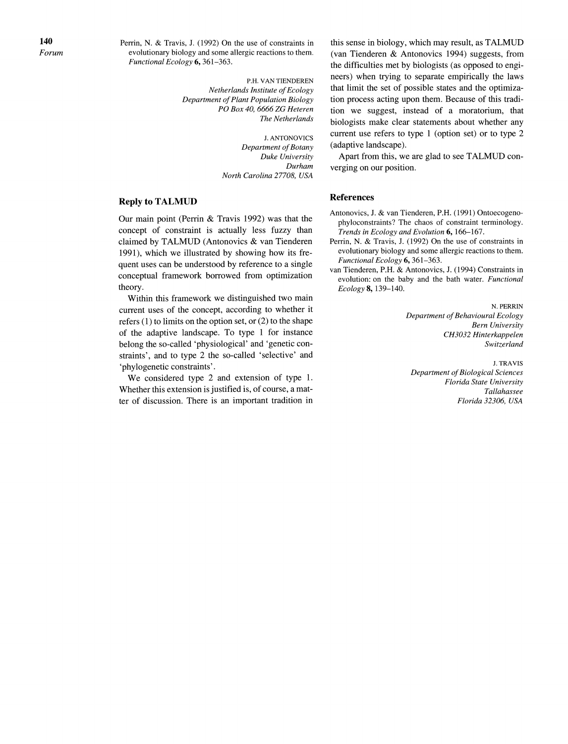Perrin, N. & Travis, J. (1992) On the use of constraints in evolutionary biology and some allergic reactions to them. *Functional Ecology* **6**, 361–363.

P.H. VAN TIENDEREN
*Netherlands Institute of Ecology*
*Department of Plant Population Biology*
*PO Box 40, 6666 ZG Heteren*
*The Netherlands*

J. ANTONOVICS
*Department of Botany*
*Duke University*
*Durham*
*North Carolina 27708, USA*

## Reply to TALMUD

Our main point (Perrin & Travis 1992) was that the concept of constraint is actually less fuzzy than claimed by TALMUD (Antonovics & van Tienderen 1991), which we illustrated by showing how its frequent uses can be understood by reference to a single conceptual framework borrowed from optimization theory.

Within this framework we distinguished two main current uses of the concept, according to whether it refers (1) to limits on the option set, or (2) to the shape of the adaptive landscape. To type 1 for instance belong the so-called 'physiological' and 'genetic constraints', and to type 2 the so-called 'selective' and 'phylogenetic constraints'.

We considered type 2 and extension of type 1. Whether this extension is justified is, of course, a matter of discussion. There is an important tradition in this sense in biology, which may result, as TALMUD (van Tienderen & Antonovics 1994) suggests, from the difficulties met by biologists (as opposed to engineers) when trying to separate empirically the laws that limit the set of possible states and the optimization process acting upon them. Because of this tradition we suggest, instead of a moratorium, that biologists make clear statements about whether any current use refers to type 1 (option set) or to type 2 (adaptive landscape).

Apart from this, we are glad to see TALMUD converging on our position.

## References

Antonovics, J. & van Tienderen, P.H. (1991) Ontoecogenophyloconstraints? The chaos of constraint terminology. *Trends in Ecology and Evolution* **6**, 166–167.

Perrin, N. & Travis, J. (1992) On the use of constraints in evolutionary biology and some allergic reactions to them. *Functional Ecology* **6**, 361–363.

van Tienderen, P.H. & Antonovics, J. (1994) Constraints in evolution: on the baby and the bath water. *Functional Ecology* **8**, 139–140.

N. PERRIN
*Department of Behavioural Ecology*
*Bern University*
*CH3032 Hinterkappelen*
*Switzerland*

J. TRAVIS
*Department of Biological Sciences*
*Florida State University*
*Tallahassee*
*Florida 32306, USA*